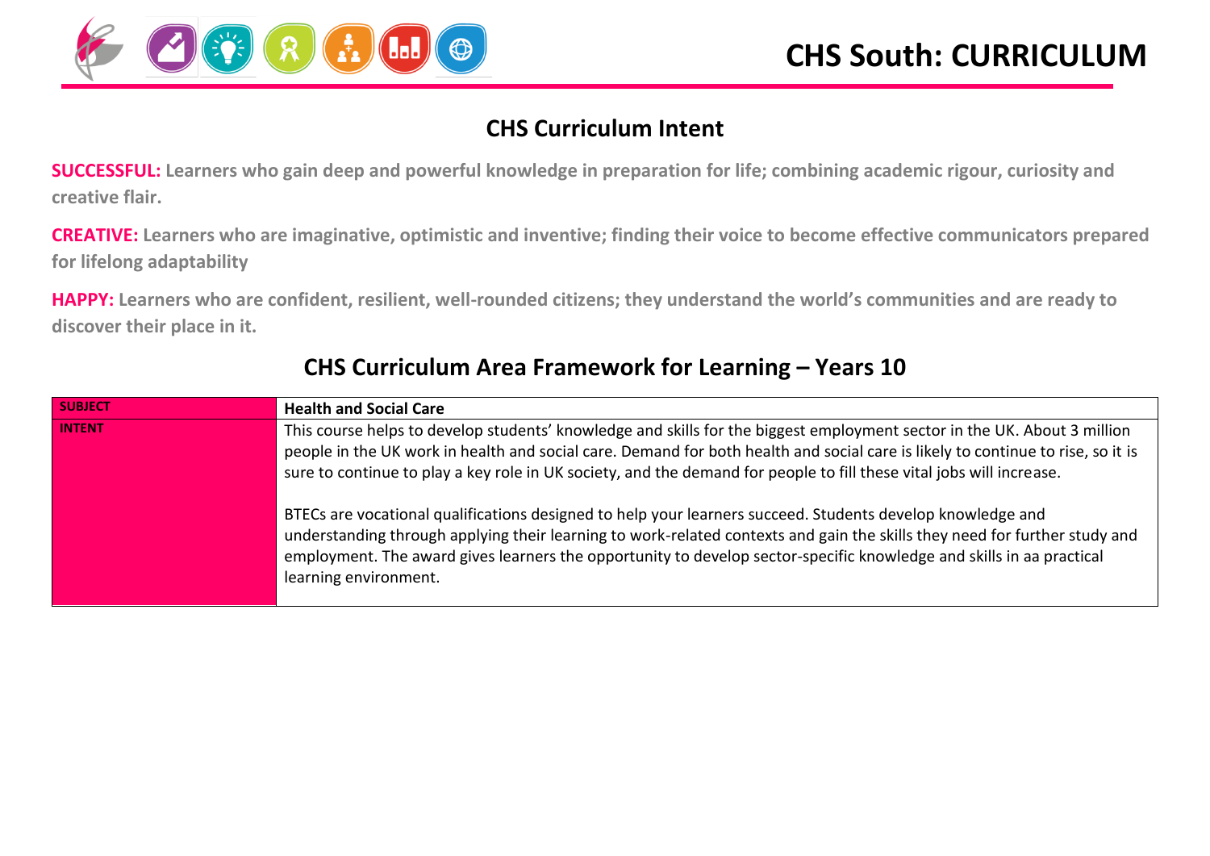# CHS South: CURRICULUM

## CHS Curriculum Intent

**SUCCESSFUL:** **Learners who gain deep and powerful knowledge in preparation for life; combining academic rigour, curiosity and creative flair.**

**CREATIVE:** **Learners who are imaginative, optimistic and inventive; finding their voice to become effective communicators prepared for lifelong adaptability**

**HAPPY:** **Learners who are confident, resilient, well-rounded citizens; they understand the world's communities and are ready to discover their place in it.**

## CHS Curriculum Area Framework for Learning – Years 10

| SUBJECT | Health and Social Care |
|---|---|
| INTENT | This course helps to develop students' knowledge and skills for the biggest employment sector in the UK. About 3 million people in the UK work in health and social care. Demand for both health and social care is likely to continue to rise, so it is sure to continue to play a key role in UK society, and the demand for people to fill these vital jobs will increase.<br><br>BTECs are vocational qualifications designed to help your learners succeed. Students develop knowledge and understanding through applying their learning to work-related contexts and gain the skills they need for further study and employment. The award gives learners the opportunity to develop sector-specific knowledge and skills in aa practical learning environment. |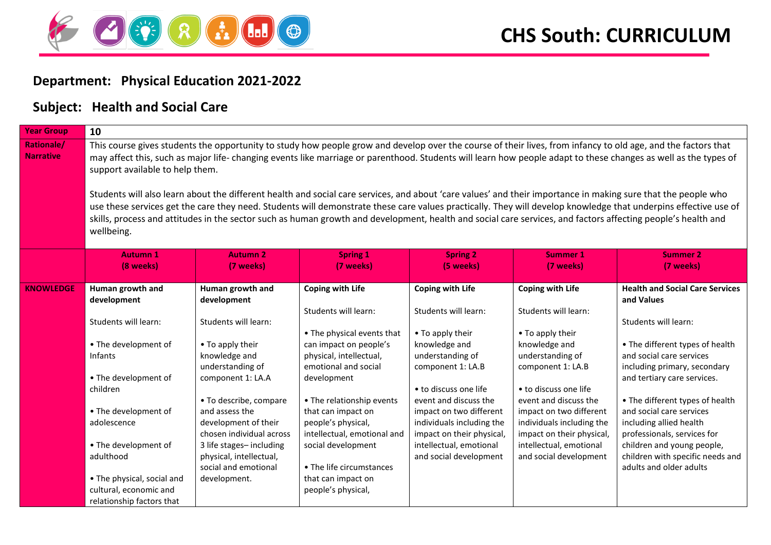# CHS South: CURRICULUM

## Department: Physical Education 2021-2022

## Subject: Health and Social Care

| Year Group | 10 | | | | | |
|---|---|---|---|---|---|---|
| Rationale/ Narrative | This course gives students the opportunity to study how people grow and develop over the course of their lives, from infancy to old age, and the factors that may affect this, such as major life- changing events like marriage or parenthood. Students will learn how people adapt to these changes as well as the types of support available to help them.<br><br>Students will also learn about the different health and social care services, and about 'care values' and their importance in making sure that the people who use these services get the care they need. Students will demonstrate these care values practically. They will develop knowledge that underpins effective use of skills, process and attitudes in the sector such as human growth and development, health and social care services, and factors affecting people's health and wellbeing. | | | | | |
| | **Autumn 1 (8 weeks)** | **Autumn 2 (7 weeks)** | **Spring 1 (7 weeks)** | **Spring 2 (5 weeks)** | **Summer 1 (7 weeks)** | **Summer 2 (7 weeks)** |
| **KNOWLEDGE** | **Human growth and development**<br><br>Students will learn:<br><br>• The development of Infants<br><br>• The development of children<br><br>• The development of adolescence<br><br>• The development of adulthood<br><br>• The physical, social and cultural, economic and relationship factors that | **Human growth and development**<br><br>Students will learn:<br><br>• To apply their knowledge and understanding of component 1: LA.A<br><br>• To describe, compare and assess the development of their chosen individual across 3 life stages– including physical, intellectual, social and emotional development. | **Coping with Life**<br><br>Students will learn:<br><br>• The physical events that can impact on people's physical, intellectual, emotional and social development<br><br>• The relationship events that can impact on people's physical, intellectual, emotional and social development<br><br>• The life circumstances that can impact on people's physical, | **Coping with Life**<br><br>Students will learn:<br><br>• To apply their knowledge and understanding of component 1: LA.B<br><br>• to discuss one life event and discuss the impact on two different individuals including the impact on their physical, intellectual, emotional and social development | **Coping with Life**<br><br>Students will learn:<br><br>• To apply their knowledge and understanding of component 1: LA.B<br><br>• to discuss one life event and discuss the impact on two different individuals including the impact on their physical, intellectual, emotional and social development | **Health and Social Care Services and Values**<br><br>Students will learn:<br><br>• The different types of health and social care services including primary, secondary and tertiary care services.<br><br>• The different types of health and social care services including allied health professionals, services for children and young people, children with specific needs and adults and older adults |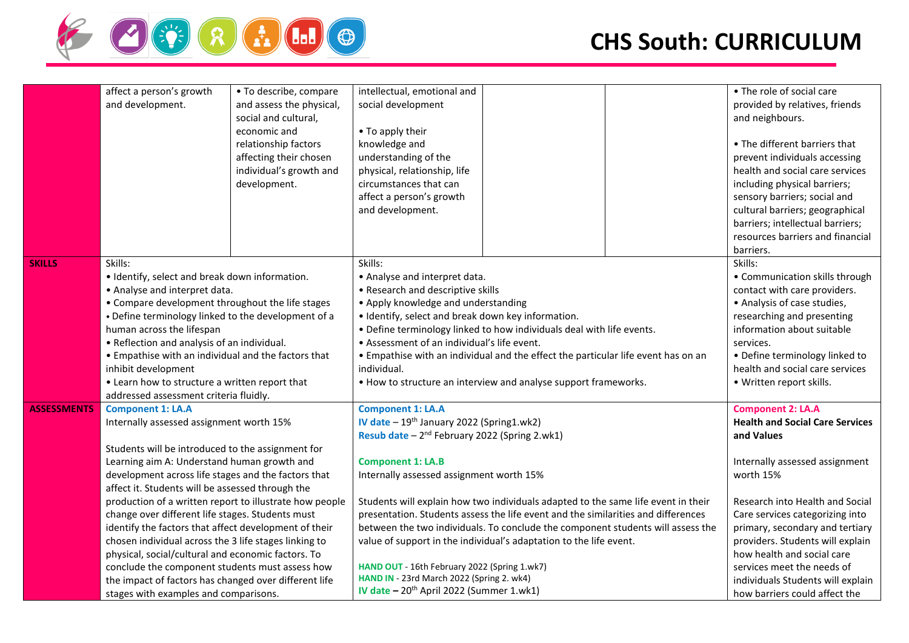| | | | | | | |
|---|---|---|---|---|---|---|
| | affect a person's growth and development. | • To describe, compare and assess the physical, social and cultural, economic and relationship factors affecting their chosen individual's growth and development. | intellectual, emotional and social development<br><br>• To apply their knowledge and understanding of the physical, relationship, life circumstances that can affect a person's growth and development. | | | • The role of social care provided by relatives, friends and neighbours.<br><br>• The different barriers that prevent individuals accessing health and social care services including physical barriers; sensory barriers; social and cultural barriers; geographical barriers; intellectual barriers; resources barriers and financial barriers. |
| **SKILLS** | Skills:<br>• Identify, select and break down information.<br>• Analyse and interpret data.<br>• Compare development throughout the life stages<br>• Define terminology linked to the development of a human across the lifespan<br>• Reflection and analysis of an individual.<br>• Empathise with an individual and the factors that inhibit development<br>• Learn how to structure a written report that addressed assessment criteria fluidly. | | Skills:<br>• Analyse and interpret data.<br>• Research and descriptive skills<br>• Apply knowledge and understanding<br>• Identify, select and break down key information.<br>• Define terminology linked to how individuals deal with life events.<br>• Assessment of an individual's life event.<br>• Empathise with an individual and the effect the particular life event has on an individual.<br>• How to structure an interview and analyse support frameworks. | | | Skills:<br>• Communication skills through contact with care providers.<br>• Analysis of case studies, researching and presenting information about suitable services.<br>• Define terminology linked to health and social care services<br>• Written report skills. |
| **ASSESSMENTS** | **Component 1: LA.A**<br>Internally assessed assignment worth 15%<br><br>Students will be introduced to the assignment for Learning aim A: Understand human growth and development across life stages and the factors that affect it. Students will be assessed through the production of a written report to illustrate how people change over different life stages. Students must identify the factors that affect development of their chosen individual across the 3 life stages linking to physical, social/cultural and economic factors. To conclude the component students must assess how the impact of factors has changed over different life stages with examples and comparisons. | | **Component 1: LA.A**<br>**IV date** – 19th January 2022 (Spring1.wk2)<br>**Resub date** – 2nd February 2022 (Spring 2.wk1)<br><br>**Component 1: LA.B**<br>Internally assessed assignment worth 15%<br><br>Students will explain how two individuals adapted to the same life event in their presentation. Students assess the life event and the similarities and differences between the two individuals. To conclude the component students will assess the value of support in the individual's adaptation to the life event.<br><br>**HAND OUT** - 16th February 2022 (Spring 1.wk7)<br>**HAND IN** - 23rd March 2022 (Spring 2. wk4)<br>**IV date** – 20th April 2022 (Summer 1.wk1) | | | **Component 2: LA.A**<br>**Health and Social Care Services and Values**<br><br>Internally assessed assignment worth 15%<br><br>Research into Health and Social Care services categorizing into primary, secondary and tertiary providers. Students will explain how health and social care services meet the needs of individuals Students will explain how barriers could affect the |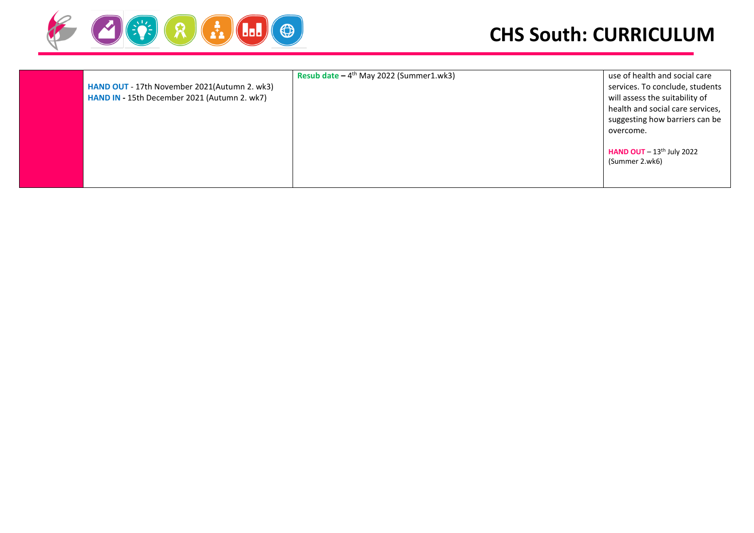| | | | |
|---|---|---|---|
| | **HAND OUT** - 17th November 2021(Autumn 2. wk3)<br>**HAND IN -** 15th December 2021 (Autumn 2. wk7) | **Resub date –** 4th May 2022 (Summer1.wk3) | use of health and social care services. To conclude, students will assess the suitability of health and social care services, suggesting how barriers can be overcome.<br><br>**HAND OUT** – 13th July 2022 (Summer 2.wk6) |